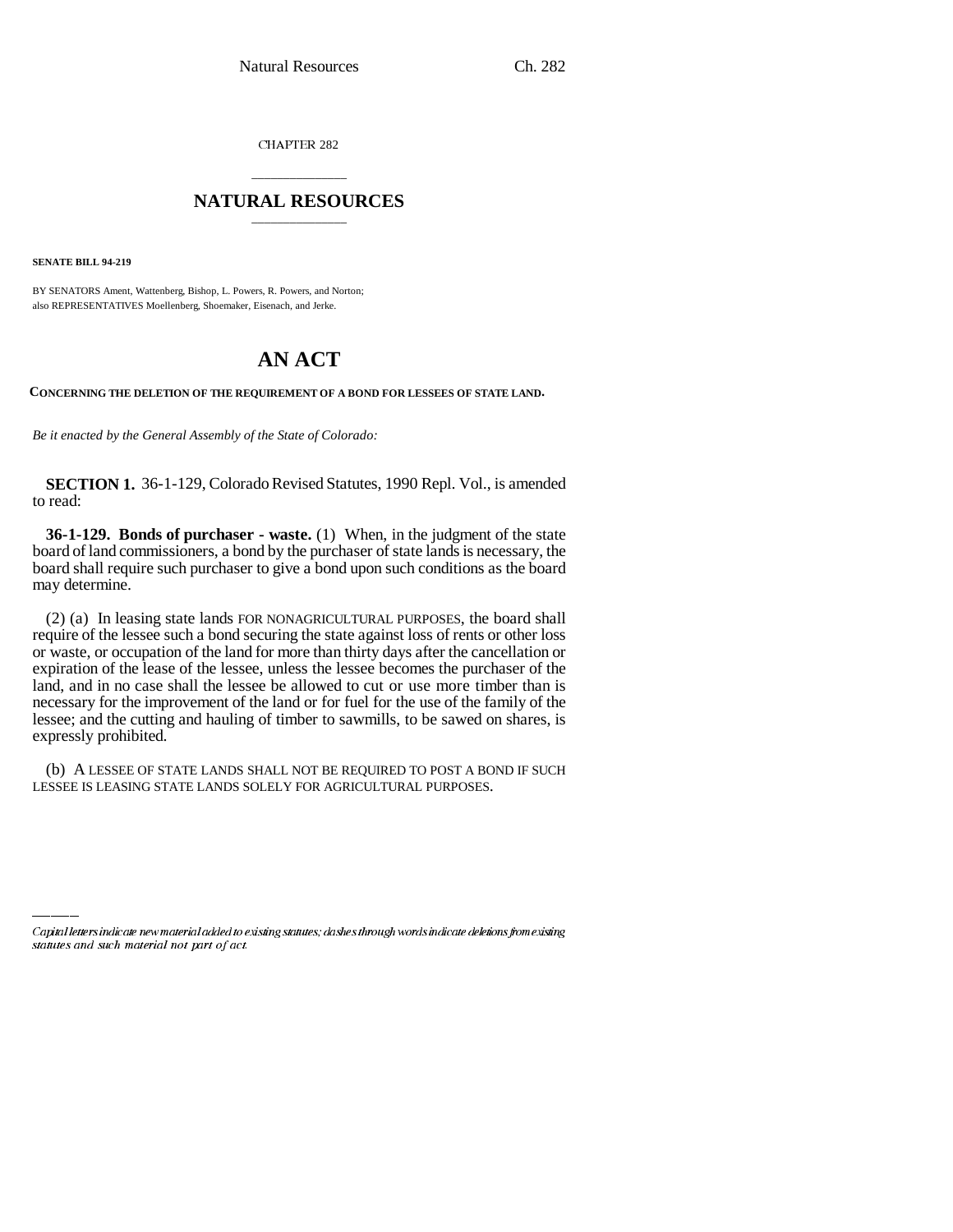CHAPTER 282

## NATURAL RESOURCES

**SENATE BILL 94-219**

BY SENATORS Ament, Wattenberg, Bishop, L. Powers, R. Powers, and Norton; also REPRESENTATIVES Moellenberg, Shoemaker, Eisenach, and Jerke.

# AN ACT

**CONCERNING THE DELETION OF THE REQUIREMENT OF A BOND FOR LESSEES OF STATE LAND.**

*Be it enacted by the General Assembly of the State of Colorado:*

**SECTION 1.** 36-1-129, Colorado Revised Statutes, 1990 Repl. Vol., is amended to read:

**36-1-129. Bonds of purchaser - waste.** (1) When, in the judgment of the state board of land commissioners, a bond by the purchaser of state lands is necessary, the board shall require such purchaser to give a bond upon such conditions as the board may determine.

(2) (a) In leasing state lands FOR NONAGRICULTURAL PURPOSES, the board shall require of the lessee such a bond securing the state against loss of rents or other loss or waste, or occupation of the land for more than thirty days after the cancellation or expiration of the lease of the lessee, unless the lessee becomes the purchaser of the land, and in no case shall the lessee be allowed to cut or use more timber than is necessary for the improvement of the land or for fuel for the use of the family of the lessee; and the cutting and hauling of timber to sawmills, to be sawed on shares, is expressly prohibited.

(b) A LESSEE OF STATE LANDS SHALL NOT BE REQUIRED TO POST A BOND IF SUCH LESSEE IS LEASING STATE LANDS SOLELY FOR AGRICULTURAL PURPOSES.

*Capital letters indicate new material added to existing statutes; dashes through words indicate deletions from existing statutes and such material not part of act.*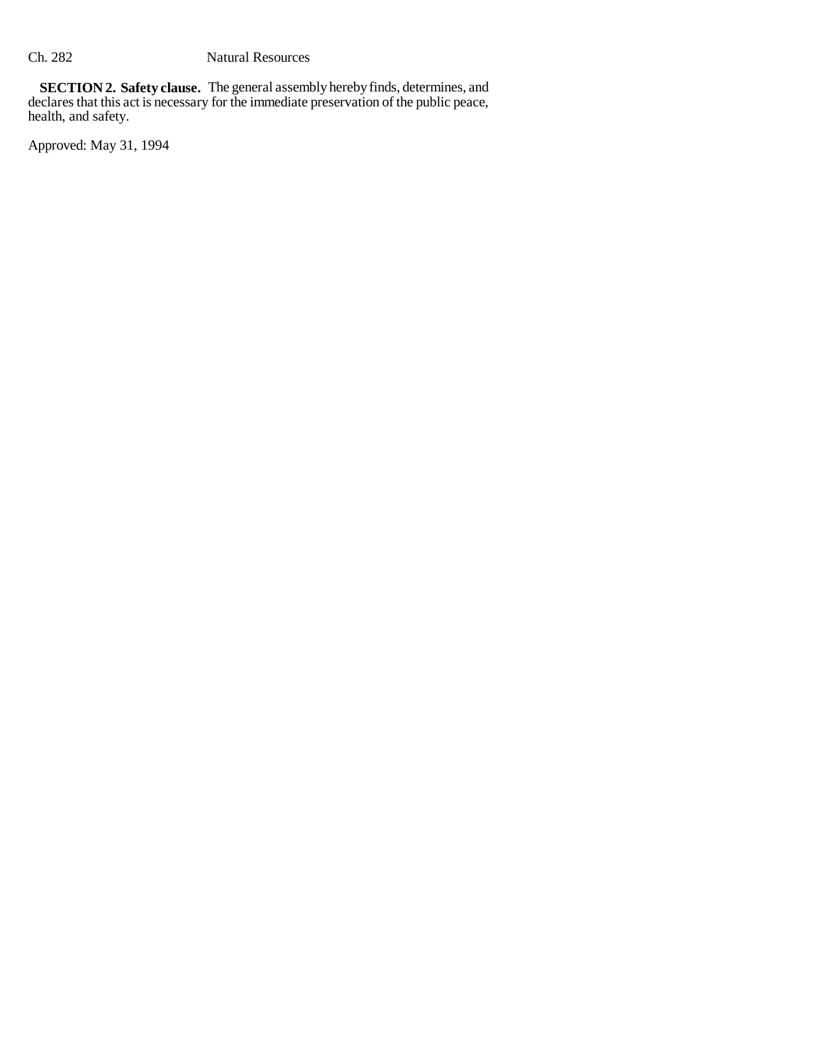**SECTION 2. Safety clause.** The general assembly hereby finds, determines, and declares that this act is necessary for the immediate preservation of the public peace, health, and safety.

Approved: May 31, 1994